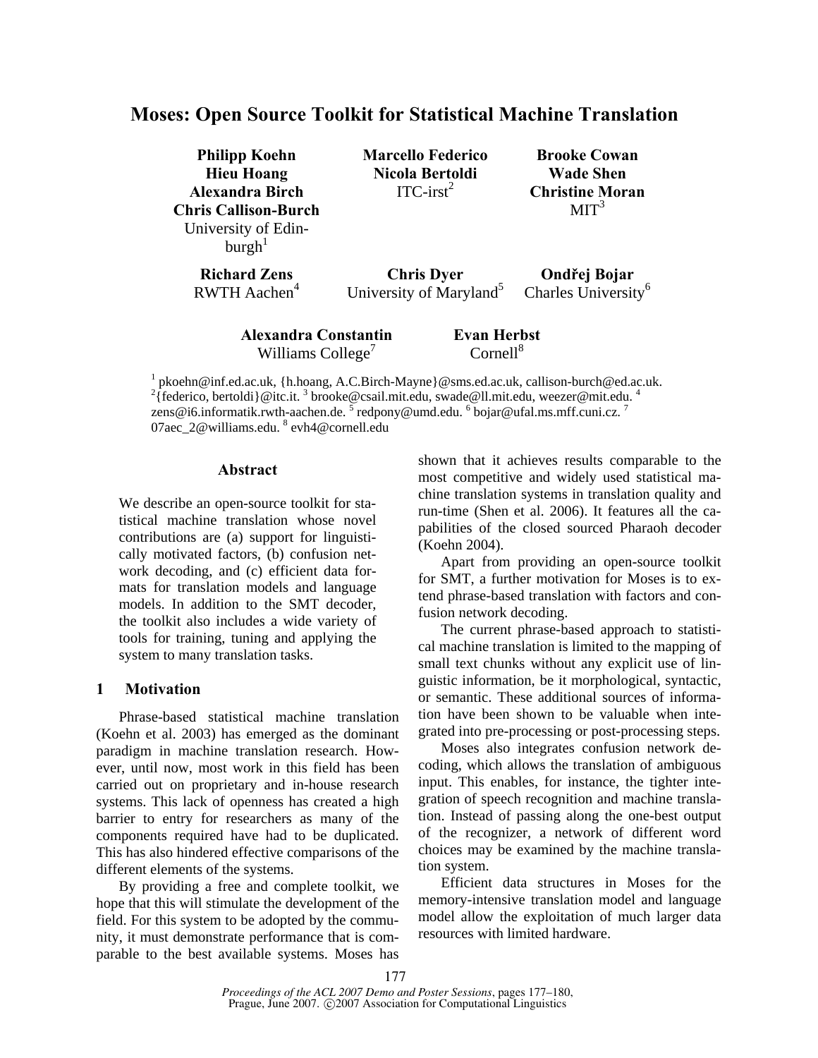# Moses: Open Source Toolkit for Statistical Machine Translation

**Philipp Koehn**
**Hieu Hoang**
**Alexandra Birch**
**Chris Callison-Burch**
University of Edinburgh[1]

**Marcello Federico**
**Nicola Bertoldi**
ITC-irst[2]

**Brooke Cowan**
**Wade Shen**
**Christine Moran**
MIT[3]

**Richard Zens**
RWTH Aachen[4]

**Chris Dyer**
University of Maryland[5]

**Ondřej Bojar**
Charles University[6]

**Alexandra Constantin**
Williams College[7]

**Evan Herbst**
Cornell[8]

[1] pkoehn@inf.ed.ac.uk, {h.hoang, A.C.Birch-Mayne}@sms.ed.ac.uk, callison-burch@ed.ac.uk. [2]{federico, bertoldi}@itc.it. [3] brooke@csail.mit.edu, swade@ll.mit.edu, weezer@mit.edu. [4] zens@i6.informatik.rwth-aachen.de. [5] redpony@umd.edu. [6] bojar@ufal.ms.mff.cuni.cz. [7] 07aec_2@williams.edu. [8] evh4@cornell.edu

## Abstract

We describe an open-source toolkit for statistical machine translation whose novel contributions are (a) support for linguistically motivated factors, (b) confusion network decoding, and (c) efficient data formats for translation models and language models. In addition to the SMT decoder, the toolkit also includes a wide variety of tools for training, tuning and applying the system to many translation tasks.

## 1 Motivation

Phrase-based statistical machine translation (Koehn et al. 2003) has emerged as the dominant paradigm in machine translation research. However, until now, most work in this field has been carried out on proprietary and in-house research systems. This lack of openness has created a high barrier to entry for researchers as many of the components required have had to be duplicated. This has also hindered effective comparisons of the different elements of the systems.

By providing a free and complete toolkit, we hope that this will stimulate the development of the field. For this system to be adopted by the community, it must demonstrate performance that is comparable to the best available systems. Moses has shown that it achieves results comparable to the most competitive and widely used statistical machine translation systems in translation quality and run-time (Shen et al. 2006). It features all the capabilities of the closed sourced Pharaoh decoder (Koehn 2004).

Apart from providing an open-source toolkit for SMT, a further motivation for Moses is to extend phrase-based translation with factors and confusion network decoding.

The current phrase-based approach to statistical machine translation is limited to the mapping of small text chunks without any explicit use of linguistic information, be it morphological, syntactic, or semantic. These additional sources of information have been shown to be valuable when integrated into pre-processing or post-processing steps.

Moses also integrates confusion network decoding, which allows the translation of ambiguous input. This enables, for instance, the tighter integration of speech recognition and machine translation. Instead of passing along the one-best output of the recognizer, a network of different word choices may be examined by the machine translation system.

Efficient data structures in Moses for the memory-intensive translation model and language model allow the exploitation of much larger data resources with limited hardware.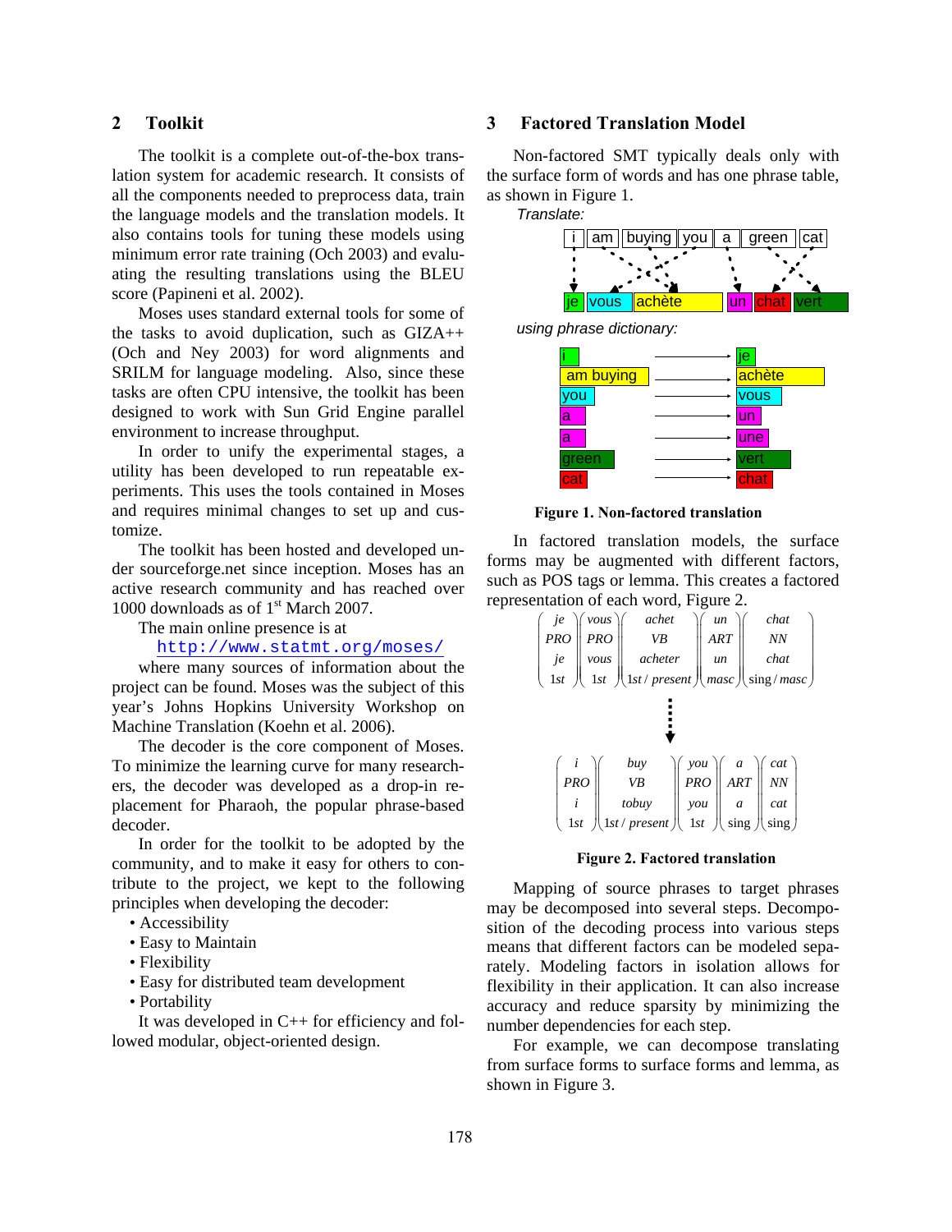## 2 Toolkit

The toolkit is a complete out-of-the-box translation system for academic research. It consists of all the components needed to preprocess data, train the language models and the translation models. It also contains tools for tuning these models using minimum error rate training (Och 2003) and evaluating the resulting translations using the BLEU score (Papineni et al. 2002).

Moses uses standard external tools for some of the tasks to avoid duplication, such as GIZA++ (Och and Ney 2003) for word alignments and SRILM for language modeling. Also, since these tasks are often CPU intensive, the toolkit has been designed to work with Sun Grid Engine parallel environment to increase throughput.

In order to unify the experimental stages, a utility has been developed to run repeatable experiments. This uses the tools contained in Moses and requires minimal changes to set up and customize.

The toolkit has been hosted and developed under sourceforge.net since inception. Moses has an active research community and has reached over 1000 downloads as of 1st March 2007.

The main online presence is at

http://www.statmt.org/moses/

where many sources of information about the project can be found. Moses was the subject of this year's Johns Hopkins University Workshop on Machine Translation (Koehn et al. 2006).

The decoder is the core component of Moses. To minimize the learning curve for many researchers, the decoder was developed as a drop-in replacement for Pharaoh, the popular phrase-based decoder.

In order for the toolkit to be adopted by the community, and to make it easy for others to contribute to the project, we kept to the following principles when developing the decoder:

- Accessibility
- Easy to Maintain
- Flexibility
- Easy for distributed team development
- Portability

It was developed in C++ for efficiency and followed modular, object-oriented design.

## 3 Factored Translation Model

Non-factored SMT typically deals only with the surface form of words and has one phrase table, as shown in Figure 1.

*Translate:*

i | am | buying | you | a | green | cat

je | vous | achète | un | chat | vert

*using phrase dictionary:*

| Source | | Target |
|---|---|---|
| i | → | je |
| am buying | → | achète |
| you | → | vous |
| a | → | un |
| a | → | une |
| green | → | vert |
| cat | → | chat |

**Figure 1. Non-factored translation**

In factored translation models, the surface forms may be augmented with different factors, such as POS tags or lemma. This creates a factored representation of each word, Figure 2.

$$\begin{pmatrix} je \\ PRO \\ je \\ 1st \end{pmatrix} \begin{pmatrix} vous \\ PRO \\ vous \\ 1st \end{pmatrix} \begin{pmatrix} achet \\ VB \\ acheter \\ 1st/present \end{pmatrix} \begin{pmatrix} un \\ ART \\ un \\ masc \end{pmatrix} \begin{pmatrix} chat \\ NN \\ chat \\ sing/masc \end{pmatrix}$$

$$\Downarrow$$

$$\begin{pmatrix} i \\ PRO \\ i \\ 1st \end{pmatrix} \begin{pmatrix} buy \\ VB \\ tobuy \\ 1st/present \end{pmatrix} \begin{pmatrix} you \\ PRO \\ you \\ 1st \end{pmatrix} \begin{pmatrix} a \\ ART \\ a \\ sing \end{pmatrix} \begin{pmatrix} cat \\ NN \\ cat \\ sing \end{pmatrix}$$

**Figure 2. Factored translation**

Mapping of source phrases to target phrases may be decomposed into several steps. Decomposition of the decoding process into various steps means that different factors can be modeled separately. Modeling factors in isolation allows for flexibility in their application. It can also increase accuracy and reduce sparsity by minimizing the number dependencies for each step.

For example, we can decompose translating from surface forms to surface forms and lemma, as shown in Figure 3.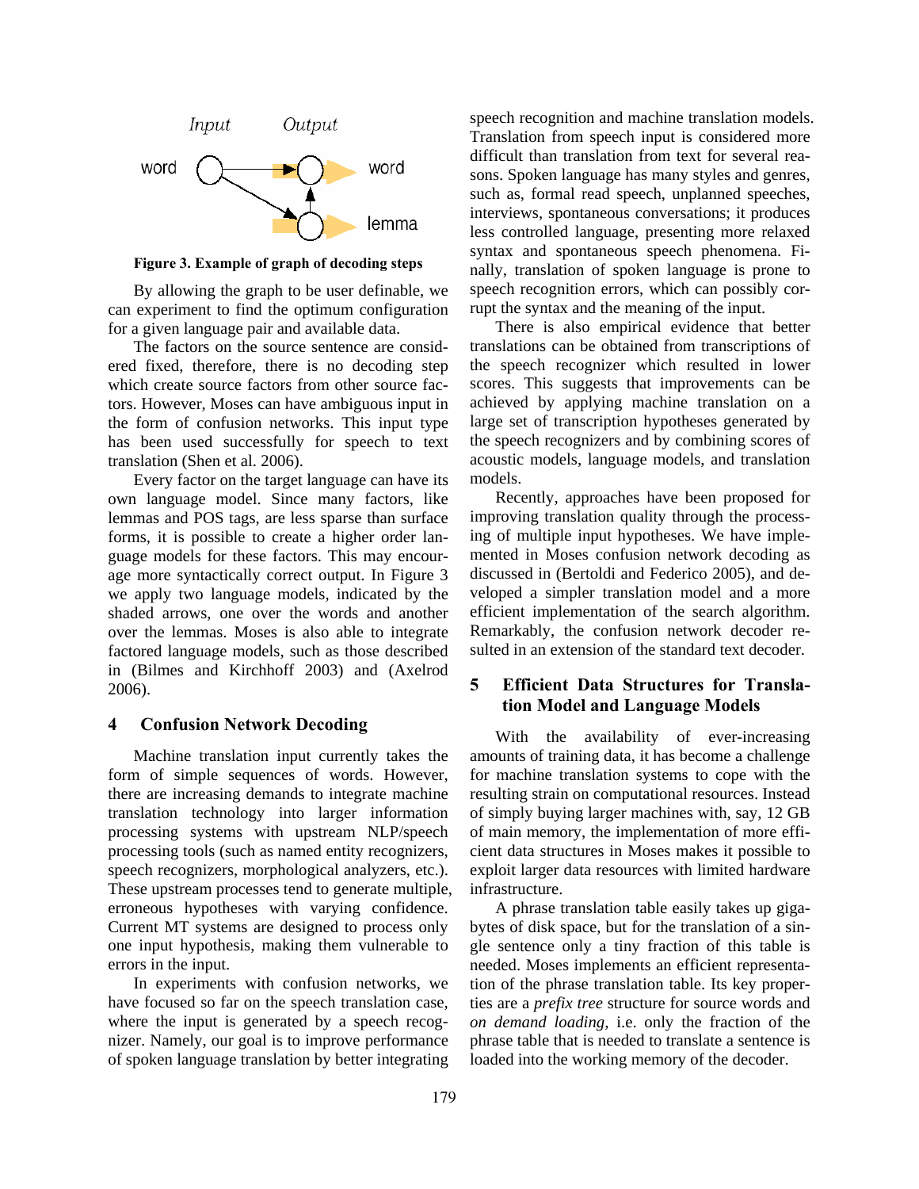Figure 3. Example of graph of decoding steps

By allowing the graph to be user definable, we can experiment to find the optimum configuration for a given language pair and available data.

The factors on the source sentence are considered fixed, therefore, there is no decoding step which create source factors from other source factors. However, Moses can have ambiguous input in the form of confusion networks. This input type has been used successfully for speech to text translation (Shen et al. 2006).

Every factor on the target language can have its own language model. Since many factors, like lemmas and POS tags, are less sparse than surface forms, it is possible to create a higher order language models for these factors. This may encourage more syntactically correct output. In Figure 3 we apply two language models, indicated by the shaded arrows, one over the words and another over the lemmas. Moses is also able to integrate factored language models, such as those described in (Bilmes and Kirchhoff 2003) and (Axelrod 2006).

## 4 Confusion Network Decoding

Machine translation input currently takes the form of simple sequences of words. However, there are increasing demands to integrate machine translation technology into larger information processing systems with upstream NLP/speech processing tools (such as named entity recognizers, speech recognizers, morphological analyzers, etc.). These upstream processes tend to generate multiple, erroneous hypotheses with varying confidence. Current MT systems are designed to process only one input hypothesis, making them vulnerable to errors in the input.

In experiments with confusion networks, we have focused so far on the speech translation case, where the input is generated by a speech recognizer. Namely, our goal is to improve performance of spoken language translation by better integrating speech recognition and machine translation models. Translation from speech input is considered more difficult than translation from text for several reasons. Spoken language has many styles and genres, such as, formal read speech, unplanned speeches, interviews, spontaneous conversations; it produces less controlled language, presenting more relaxed syntax and spontaneous speech phenomena. Finally, translation of spoken language is prone to speech recognition errors, which can possibly corrupt the syntax and the meaning of the input.

There is also empirical evidence that better translations can be obtained from transcriptions of the speech recognizer which resulted in lower scores. This suggests that improvements can be achieved by applying machine translation on a large set of transcription hypotheses generated by the speech recognizers and by combining scores of acoustic models, language models, and translation models.

Recently, approaches have been proposed for improving translation quality through the processing of multiple input hypotheses. We have implemented in Moses confusion network decoding as discussed in (Bertoldi and Federico 2005), and developed a simpler translation model and a more efficient implementation of the search algorithm. Remarkably, the confusion network decoder resulted in an extension of the standard text decoder.

## 5 Efficient Data Structures for Translation Model and Language Models

With the availability of ever-increasing amounts of training data, it has become a challenge for machine translation systems to cope with the resulting strain on computational resources. Instead of simply buying larger machines with, say, 12 GB of main memory, the implementation of more efficient data structures in Moses makes it possible to exploit larger data resources with limited hardware infrastructure.

A phrase translation table easily takes up gigabytes of disk space, but for the translation of a single sentence only a tiny fraction of this table is needed. Moses implements an efficient representation of the phrase translation table. Its key properties are a *prefix tree* structure for source words and *on demand loading*, i.e. only the fraction of the phrase table that is needed to translate a sentence is loaded into the working memory of the decoder.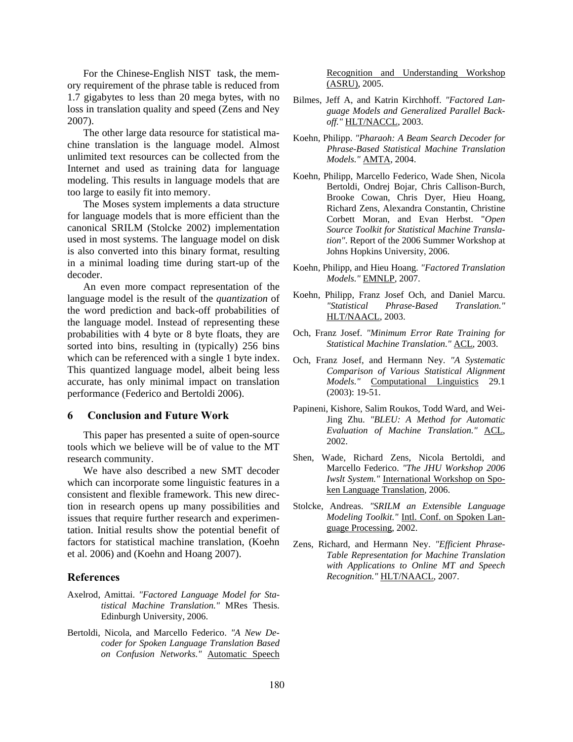For the Chinese-English NIST task, the memory requirement of the phrase table is reduced from 1.7 gigabytes to less than 20 mega bytes, with no loss in translation quality and speed (Zens and Ney 2007).

The other large data resource for statistical machine translation is the language model. Almost unlimited text resources can be collected from the Internet and used as training data for language modeling. This results in language models that are too large to easily fit into memory.

The Moses system implements a data structure for language models that is more efficient than the canonical SRILM (Stolcke 2002) implementation used in most systems. The language model on disk is also converted into this binary format, resulting in a minimal loading time during start-up of the decoder.

An even more compact representation of the language model is the result of the *quantization* of the word prediction and back-off probabilities of the language model. Instead of representing these probabilities with 4 byte or 8 byte floats, they are sorted into bins, resulting in (typically) 256 bins which can be referenced with a single 1 byte index. This quantized language model, albeit being less accurate, has only minimal impact on translation performance (Federico and Bertoldi 2006).

## 6 Conclusion and Future Work

This paper has presented a suite of open-source tools which we believe will be of value to the MT research community.

We have also described a new SMT decoder which can incorporate some linguistic features in a consistent and flexible framework. This new direction in research opens up many possibilities and issues that require further research and experimentation. Initial results show the potential benefit of factors for statistical machine translation, (Koehn et al. 2006) and (Koehn and Hoang 2007).

## References

Axelrod, Amittai. *"Factored Language Model for Statistical Machine Translation."* MRes Thesis. Edinburgh University, 2006.

Bertoldi, Nicola, and Marcello Federico. *"A New Decoder for Spoken Language Translation Based on Confusion Networks."* Automatic Speech Recognition and Understanding Workshop (ASRU), 2005.

Bilmes, Jeff A, and Katrin Kirchhoff. *"Factored Language Models and Generalized Parallel Backoff."* HLT/NACCL, 2003.

Koehn, Philipp. *"Pharaoh: A Beam Search Decoder for Phrase-Based Statistical Machine Translation Models."* AMTA, 2004.

Koehn, Philipp, Marcello Federico, Wade Shen, Nicola Bertoldi, Ondrej Bojar, Chris Callison-Burch, Brooke Cowan, Chris Dyer, Hieu Hoang, Richard Zens, Alexandra Constantin, Christine Corbett Moran, and Evan Herbst. "*Open Source Toolkit for Statistical Machine Translation"*. Report of the 2006 Summer Workshop at Johns Hopkins University, 2006.

Koehn, Philipp, and Hieu Hoang. *"Factored Translation Models."* EMNLP, 2007.

Koehn, Philipp, Franz Josef Och, and Daniel Marcu. *"Statistical Phrase-Based Translation."* HLT/NAACL, 2003.

Och, Franz Josef. *"Minimum Error Rate Training for Statistical Machine Translation."* ACL, 2003.

Och, Franz Josef, and Hermann Ney. *"A Systematic Comparison of Various Statistical Alignment Models."* Computational Linguistics 29.1 (2003): 19-51.

Papineni, Kishore, Salim Roukos, Todd Ward, and Wei-Jing Zhu. *"BLEU: A Method for Automatic Evaluation of Machine Translation."* ACL, 2002.

Shen, Wade, Richard Zens, Nicola Bertoldi, and Marcello Federico. *"The JHU Workshop 2006 Iwslt System."* International Workshop on Spoken Language Translation, 2006.

Stolcke, Andreas. *"SRILM an Extensible Language Modeling Toolkit."* Intl. Conf. on Spoken Language Processing, 2002.

Zens, Richard, and Hermann Ney. *"Efficient Phrase-Table Representation for Machine Translation with Applications to Online MT and Speech Recognition."* HLT/NAACL, 2007.